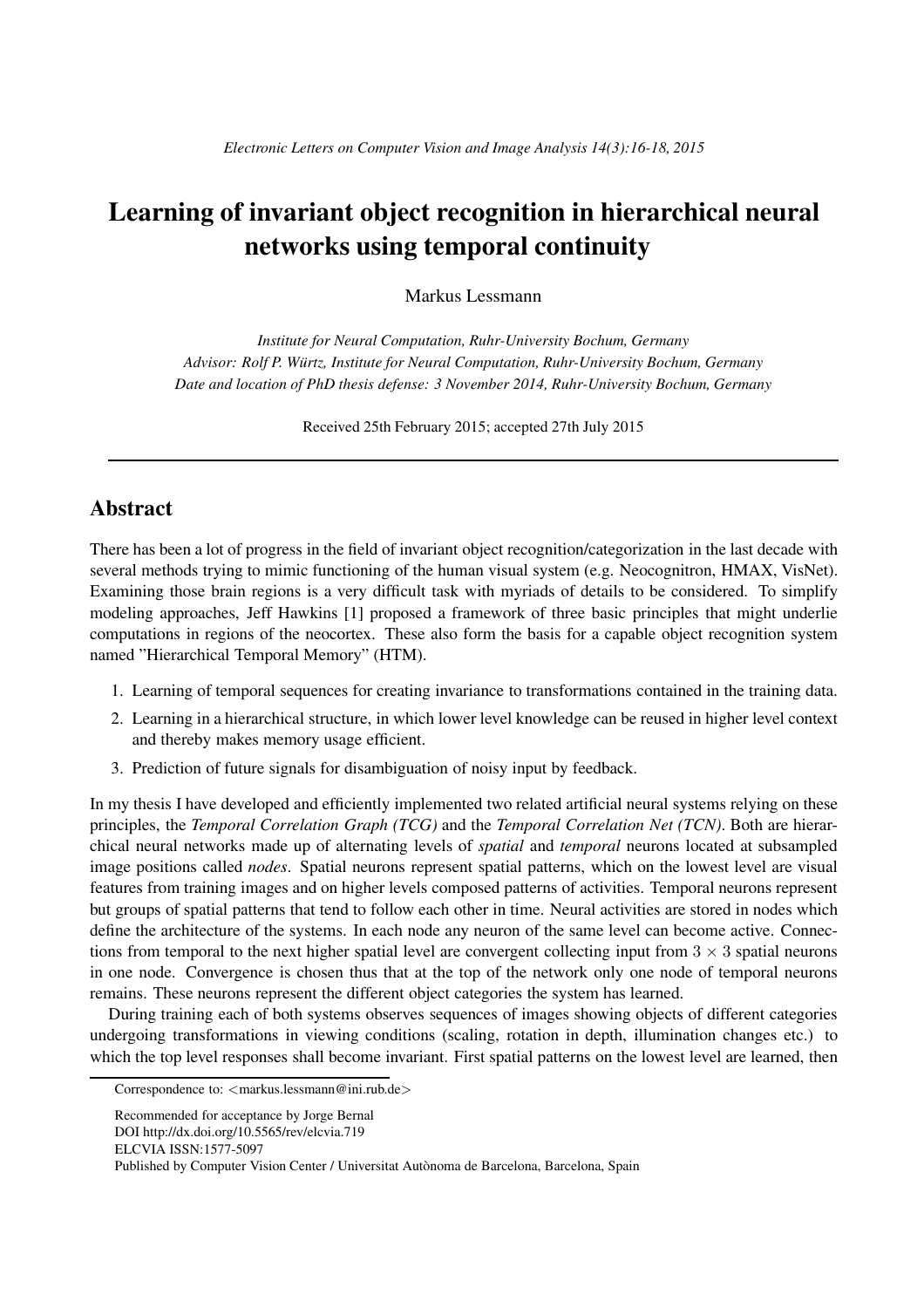# Learning of invariant object recognition in hierarchical neural networks using temporal continuity

Markus Lessmann

*Institute for Neural Computation, Ruhr-University Bochum, Germany*
*Advisor: Rolf P. Würtz, Institute for Neural Computation, Ruhr-University Bochum, Germany*
*Date and location of PhD thesis defense: 3 November 2014, Ruhr-University Bochum, Germany*

Received 25th February 2015; accepted 27th July 2015

---

## Abstract

There has been a lot of progress in the field of invariant object recognition/categorization in the last decade with several methods trying to mimic functioning of the human visual system (e.g. Neocognitron, HMAX, VisNet). Examining those brain regions is a very difficult task with myriads of details to be considered. To simplify modeling approaches, Jeff Hawkins [1] proposed a framework of three basic principles that might underlie computations in regions of the neocortex. These also form the basis for a capable object recognition system named "Hierarchical Temporal Memory" (HTM).

1. Learning of temporal sequences for creating invariance to transformations contained in the training data.
2. Learning in a hierarchical structure, in which lower level knowledge can be reused in higher level context and thereby makes memory usage efficient.
3. Prediction of future signals for disambiguation of noisy input by feedback.

In my thesis I have developed and efficiently implemented two related artificial neural systems relying on these principles, the *Temporal Correlation Graph (TCG)* and the *Temporal Correlation Net (TCN)*. Both are hierarchical neural networks made up of alternating levels of *spatial* and *temporal* neurons located at subsampled image positions called *nodes*. Spatial neurons represent spatial patterns, which on the lowest level are visual features from training images and on higher levels composed patterns of activities. Temporal neurons represent but groups of spatial patterns that tend to follow each other in time. Neural activities are stored in nodes which define the architecture of the systems. In each node any neuron of the same level can become active. Connections from temporal to the next higher spatial level are convergent collecting input from $3 \times 3$ spatial neurons in one node. Convergence is chosen thus that at the top of the network only one node of temporal neurons remains. These neurons represent the different object categories the system has learned.

During training each of both systems observes sequences of images showing objects of different categories undergoing transformations in viewing conditions (scaling, rotation in depth, illumination changes etc.) to which the top level responses shall become invariant. First spatial patterns on the lowest level are learned, then

Correspondence to: <markus.lessmann@ini.rub.de>

Recommended for acceptance by Jorge Bernal
DOI http://dx.doi.org/10.5565/rev/elcvia.719
ELCVIA ISSN:1577-5097
Published by Computer Vision Center / Universitat Autònoma de Barcelona, Barcelona, Spain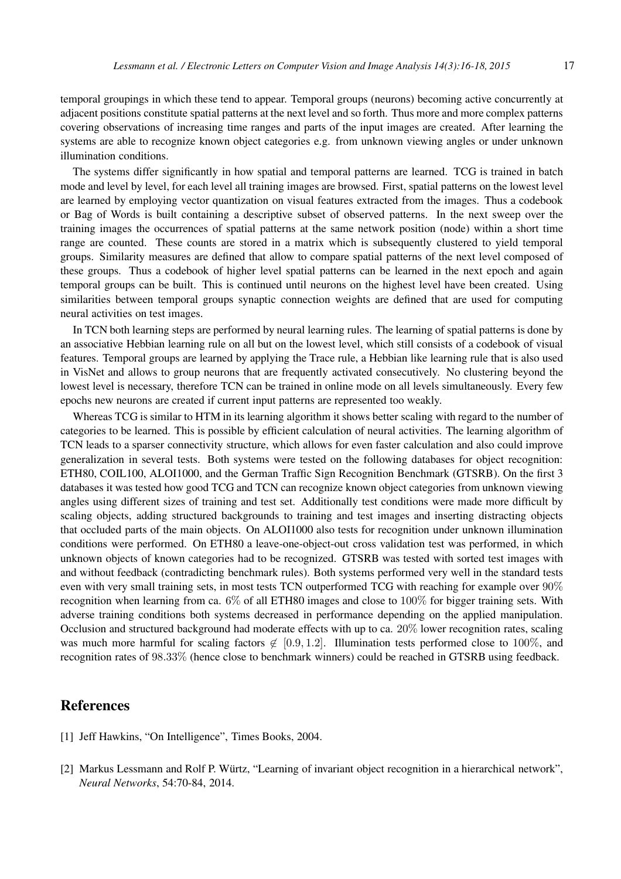temporal groupings in which these tend to appear. Temporal groups (neurons) becoming active concurrently at adjacent positions constitute spatial patterns at the next level and so forth. Thus more and more complex patterns covering observations of increasing time ranges and parts of the input images are created. After learning the systems are able to recognize known object categories e.g. from unknown viewing angles or under unknown illumination conditions.

The systems differ significantly in how spatial and temporal patterns are learned. TCG is trained in batch mode and level by level, for each level all training images are browsed. First, spatial patterns on the lowest level are learned by employing vector quantization on visual features extracted from the images. Thus a codebook or Bag of Words is built containing a descriptive subset of observed patterns. In the next sweep over the training images the occurrences of spatial patterns at the same network position (node) within a short time range are counted. These counts are stored in a matrix which is subsequently clustered to yield temporal groups. Similarity measures are defined that allow to compare spatial patterns of the next level composed of these groups. Thus a codebook of higher level spatial patterns can be learned in the next epoch and again temporal groups can be built. This is continued until neurons on the highest level have been created. Using similarities between temporal groups synaptic connection weights are defined that are used for computing neural activities on test images.

In TCN both learning steps are performed by neural learning rules. The learning of spatial patterns is done by an associative Hebbian learning rule on all but on the lowest level, which still consists of a codebook of visual features. Temporal groups are learned by applying the Trace rule, a Hebbian like learning rule that is also used in VisNet and allows to group neurons that are frequently activated consecutively. No clustering beyond the lowest level is necessary, therefore TCN can be trained in online mode on all levels simultaneously. Every few epochs new neurons are created if current input patterns are represented too weakly.

Whereas TCG is similar to HTM in its learning algorithm it shows better scaling with regard to the number of categories to be learned. This is possible by efficient calculation of neural activities. The learning algorithm of TCN leads to a sparser connectivity structure, which allows for even faster calculation and also could improve generalization in several tests. Both systems were tested on the following databases for object recognition: ETH80, COIL100, ALOI1000, and the German Traffic Sign Recognition Benchmark (GTSRB). On the first 3 databases it was tested how good TCG and TCN can recognize known object categories from unknown viewing angles using different sizes of training and test set. Additionally test conditions were made more difficult by scaling objects, adding structured backgrounds to training and test images and inserting distracting objects that occluded parts of the main objects. On ALOI1000 also tests for recognition under unknown illumination conditions were performed. On ETH80 a leave-one-object-out cross validation test was performed, in which unknown objects of known categories had to be recognized. GTSRB was tested with sorted test images with and without feedback (contradicting benchmark rules). Both systems performed very well in the standard tests even with very small training sets, in most tests TCN outperformed TCG with reaching for example over $90\%$ recognition when learning from ca. $6\%$ of all ETH80 images and close to $100\%$ for bigger training sets. With adverse training conditions both systems decreased in performance depending on the applied manipulation. Occlusion and structured background had moderate effects with up to ca. $20\%$ lower recognition rates, scaling was much more harmful for scaling factors $\notin [0.9, 1.2]$. Illumination tests performed close to $100\%$, and recognition rates of $98.33\%$ (hence close to benchmark winners) could be reached in GTSRB using feedback.

# References

[1] Jeff Hawkins, "On Intelligence", Times Books, 2004.

[2] Markus Lessmann and Rolf P. Würtz, "Learning of invariant object recognition in a hierarchical network", *Neural Networks*, 54:70-84, 2014.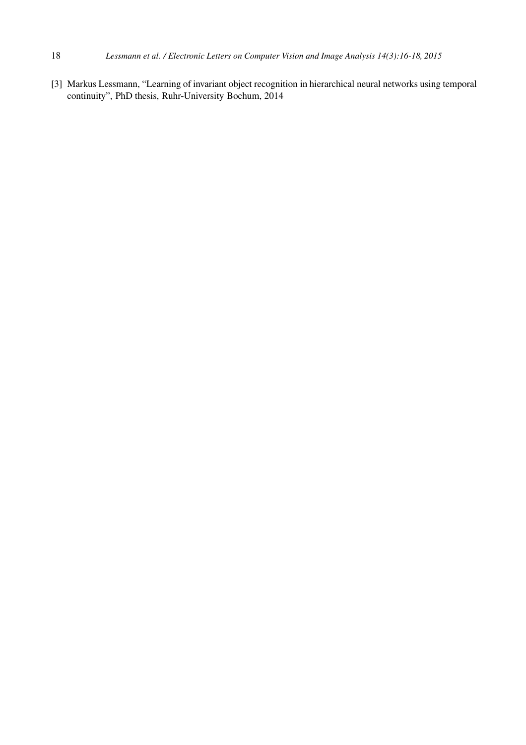[3] Markus Lessmann, “Learning of invariant object recognition in hierarchical neural networks using temporal continuity”, PhD thesis, Ruhr-University Bochum, 2014